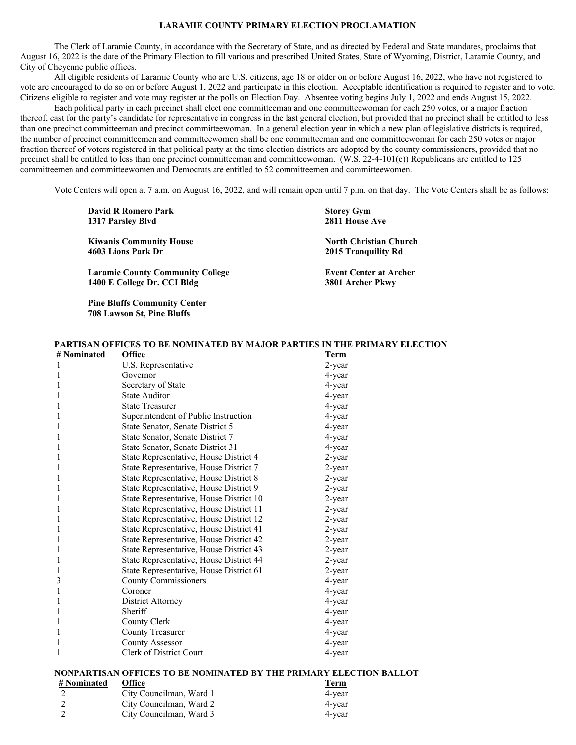# LARAMIE COUNTY PRIMARY ELECTION PROCLAMATION

The Clerk of Laramie County, in accordance with the Secretary of State, and as directed by Federal and State mandates, proclaims that August 16, 2022 is the date of the Primary Election to fill various and prescribed United States, State of Wyoming, District, Laramie County, and City of Cheyenne public offices.

All eligible residents of Laramie County who are U.S. citizens, age 18 or older on or before August 16, 2022, who have not registered to vote are encouraged to do so on or before August 1, 2022 and participate in this election. Acceptable identification is required to register and to vote. Citizens eligible to register and vote may register at the polls on Election Day. Absentee voting begins July 1, 2022 and ends August 15, 2022.

Each political party in each precinct shall elect one committeeman and one committeewoman for each 250 votes, or a major fraction thereof, cast for the party's candidate for representative in congress in the last general election, but provided that no precinct shall be entitled to less than one precinct committeeman and precinct committeewoman. In a general election year in which a new plan of legislative districts is required, the number of precinct committeemen and committeewomen shall be one committeeman and one committeewoman for each 250 votes or major fraction thereof of voters registered in that political party at the time election districts are adopted by the county commissioners, provided that no precinct shall be entitled to less than one precinct committeeman and committeewoman. (W.S. 22-4-101(c)) Republicans are entitled to 125 committeemen and committeewomen and Democrats are entitled to 52 committeemen and committeewomen.

Vote Centers will open at 7 a.m. on August 16, 2022, and will remain open until 7 p.m. on that day. The Vote Centers shall be as follows:

**David R Romero Park**
**1317 Parsley Blvd**

**Kiwanis Community House**
**4603 Lions Park Dr**

**Laramie County Community College**
**1400 E College Dr. CCI Bldg**

**Pine Bluffs Community Center**
**708 Lawson St, Pine Bluffs**

**Storey Gym**
**2811 House Ave**

**North Christian Church**
**2015 Tranquility Rd**

**Event Center at Archer**
**3801 Archer Pkwy**

## PARTISAN OFFICES TO BE NOMINATED BY MAJOR PARTIES IN THE PRIMARY ELECTION

| # Nominated | Office | Term |
|---|---|---|
| 1 | U.S. Representative | 2-year |
| 1 | Governor | 4-year |
| 1 | Secretary of State | 4-year |
| 1 | State Auditor | 4-year |
| 1 | State Treasurer | 4-year |
| 1 | Superintendent of Public Instruction | 4-year |
| 1 | State Senator, Senate District 5 | 4-year |
| 1 | State Senator, Senate District 7 | 4-year |
| 1 | State Senator, Senate District 31 | 4-year |
| 1 | State Representative, House District 4 | 2-year |
| 1 | State Representative, House District 7 | 2-year |
| 1 | State Representative, House District 8 | 2-year |
| 1 | State Representative, House District 9 | 2-year |
| 1 | State Representative, House District 10 | 2-year |
| 1 | State Representative, House District 11 | 2-year |
| 1 | State Representative, House District 12 | 2-year |
| 1 | State Representative, House District 41 | 2-year |
| 1 | State Representative, House District 42 | 2-year |
| 1 | State Representative, House District 43 | 2-year |
| 1 | State Representative, House District 44 | 2-year |
| 1 | State Representative, House District 61 | 2-year |
| 3 | County Commissioners | 4-year |
| 1 | Coroner | 4-year |
| 1 | District Attorney | 4-year |
| 1 | Sheriff | 4-year |
| 1 | County Clerk | 4-year |
| 1 | County Treasurer | 4-year |
| 1 | County Assessor | 4-year |
| 1 | Clerk of District Court | 4-year |

## NONPARTISAN OFFICES TO BE NOMINATED BY THE PRIMARY ELECTION BALLOT

| # Nominated | Office | Term |
|---|---|---|
| 2 | City Councilman, Ward 1 | 4-year |
| 2 | City Councilman, Ward 2 | 4-year |
| 2 | City Councilman, Ward 3 | 4-year |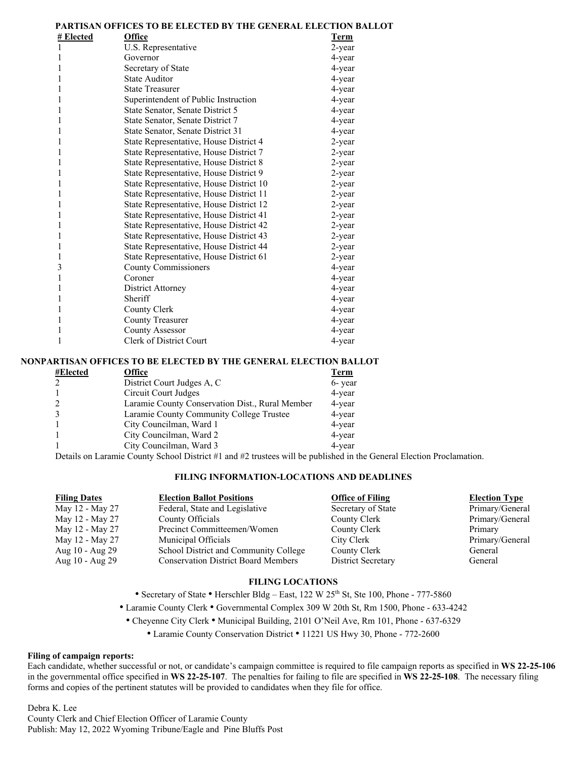**PARTISAN OFFICES TO BE ELECTED BY THE GENERAL ELECTION BALLOT**

| # Elected | Office | Term |
|---|---|---|
| 1 | U.S. Representative | 2-year |
| 1 | Governor | 4-year |
| 1 | Secretary of State | 4-year |
| 1 | State Auditor | 4-year |
| 1 | State Treasurer | 4-year |
| 1 | Superintendent of Public Instruction | 4-year |
| 1 | State Senator, Senate District 5 | 4-year |
| 1 | State Senator, Senate District 7 | 4-year |
| 1 | State Senator, Senate District 31 | 4-year |
| 1 | State Representative, House District 4 | 2-year |
| 1 | State Representative, House District 7 | 2-year |
| 1 | State Representative, House District 8 | 2-year |
| 1 | State Representative, House District 9 | 2-year |
| 1 | State Representative, House District 10 | 2-year |
| 1 | State Representative, House District 11 | 2-year |
| 1 | State Representative, House District 12 | 2-year |
| 1 | State Representative, House District 41 | 2-year |
| 1 | State Representative, House District 42 | 2-year |
| 1 | State Representative, House District 43 | 2-year |
| 1 | State Representative, House District 44 | 2-year |
| 1 | State Representative, House District 61 | 2-year |
| 3 | County Commissioners | 4-year |
| 1 | Coroner | 4-year |
| 1 | District Attorney | 4-year |
| 1 | Sheriff | 4-year |
| 1 | County Clerk | 4-year |
| 1 | County Treasurer | 4-year |
| 1 | County Assessor | 4-year |
| 1 | Clerk of District Court | 4-year |

**NONPARTISAN OFFICES TO BE ELECTED BY THE GENERAL ELECTION BALLOT**

| #Elected | Office | Term |
|---|---|---|
| 2 | District Court Judges A, C | 6- year |
| 1 | Circuit Court Judges | 4-year |
| 2 | Laramie County Conservation Dist., Rural Member | 4-year |
| 3 | Laramie County Community College Trustee | 4-year |
| 1 | City Councilman, Ward 1 | 4-year |
| 1 | City Councilman, Ward 2 | 4-year |
| 1 | City Councilman, Ward 3 | 4-year |

Details on Laramie County School District #1 and #2 trustees will be published in the General Election Proclamation.

**FILING INFORMATION-LOCATIONS AND DEADLINES**

| Filing Dates | Election Ballot Positions | Office of Filing | Election Type |
|---|---|---|---|
| May 12 - May 27 | Federal, State and Legislative | Secretary of State | Primary/General |
| May 12 - May 27 | County Officials | County Clerk | Primary/General |
| May 12 - May 27 | Precinct Committeemen/Women | County Clerk | Primary |
| May 12 - May 27 | Municipal Officials | City Clerk | Primary/General |
| Aug 10 - Aug 29 | School District and Community College | County Clerk | General |
| Aug 10 - Aug 29 | Conservation District Board Members | District Secretary | General |

**FILING LOCATIONS**

- Secretary of State • Herschler Bldg – East, 122 W 25th St, Ste 100, Phone - 777-5860
- Laramie County Clerk • Governmental Complex 309 W 20th St, Rm 1500, Phone - 633-4242
- Cheyenne City Clerk • Municipal Building, 2101 O'Neil Ave, Rm 101, Phone - 637-6329
- Laramie County Conservation District • 11221 US Hwy 30, Phone - 772-2600

**Filing of campaign reports:**
Each candidate, whether successful or not, or candidate's campaign committee is required to file campaign reports as specified in **WS 22-25-106** in the governmental office specified in **WS 22-25-107**. The penalties for failing to file are specified in **WS 22-25-108**. The necessary filing forms and copies of the pertinent statutes will be provided to candidates when they file for office.

Debra K. Lee
County Clerk and Chief Election Officer of Laramie County
Publish: May 12, 2022 Wyoming Tribune/Eagle and Pine Bluffs Post